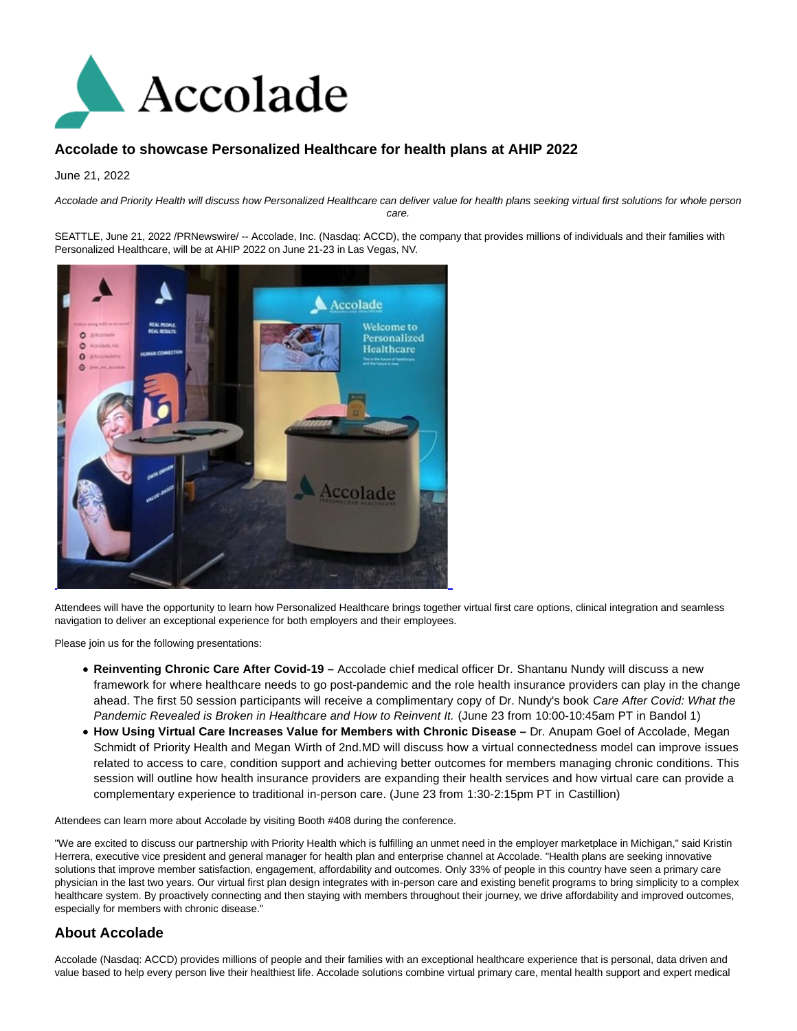## Accolade to showcase Personalized Healthcare for health plans at AHIP 2022

June 21, 2022

*Accolade and Priority Health will discuss how Personalized Healthcare can deliver value for health plans seeking virtual first solutions for whole person care.*

SEATTLE, June 21, 2022 /PRNewswire/ -- Accolade, Inc. (Nasdaq: ACCD), the company that provides millions of individuals and their families with Personalized Healthcare, will be at AHIP 2022 on June 21-23 in Las Vegas, NV.

Attendees will have the opportunity to learn how Personalized Healthcare brings together virtual first care options, clinical integration and seamless navigation to deliver an exceptional experience for both employers and their employees.

Please join us for the following presentations:

- **Reinventing Chronic Care After Covid-19 –** Accolade chief medical officer Dr. Shantanu Nundy will discuss a new framework for where healthcare needs to go post-pandemic and the role health insurance providers can play in the change ahead. The first 50 session participants will receive a complimentary copy of Dr. Nundy's book *Care After Covid: What the Pandemic Revealed is Broken in Healthcare and How to Reinvent It.* (June 23 from 10:00-10:45am PT in Bandol 1)
- **How Using Virtual Care Increases Value for Members with Chronic Disease –** Dr. Anupam Goel of Accolade, Megan Schmidt of Priority Health and Megan Wirth of 2nd.MD will discuss how a virtual connectedness model can improve issues related to access to care, condition support and achieving better outcomes for members managing chronic conditions. This session will outline how health insurance providers are expanding their health services and how virtual care can provide a complementary experience to traditional in-person care. (June 23 from 1:30-2:15pm PT in Castillion)

Attendees can learn more about Accolade by visiting Booth #408 during the conference.

"We are excited to discuss our partnership with Priority Health which is fulfilling an unmet need in the employer marketplace in Michigan," said Kristin Herrera, executive vice president and general manager for health plan and enterprise channel at Accolade. "Health plans are seeking innovative solutions that improve member satisfaction, engagement, affordability and outcomes. Only 33% of people in this country have seen a primary care physician in the last two years. Our virtual first plan design integrates with in-person care and existing benefit programs to bring simplicity to a complex healthcare system. By proactively connecting and then staying with members throughout their journey, we drive affordability and improved outcomes, especially for members with chronic disease."

## About Accolade

Accolade (Nasdaq: ACCD) provides millions of people and their families with an exceptional healthcare experience that is personal, data driven and value based to help every person live their healthiest life. Accolade solutions combine virtual primary care, mental health support and expert medical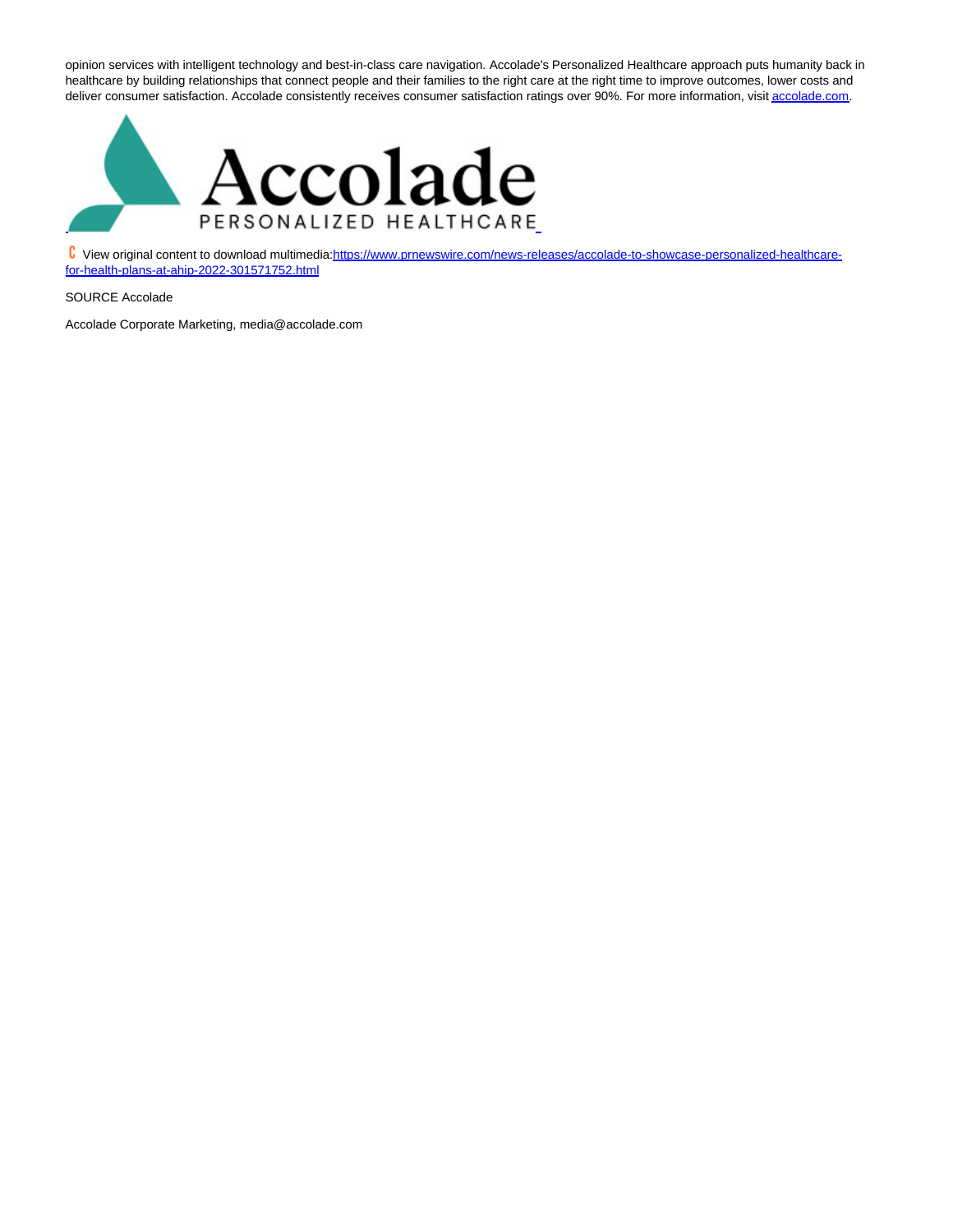opinion services with intelligent technology and best-in-class care navigation. Accolade's Personalized Healthcare approach puts humanity back in healthcare by building relationships that connect people and their families to the right care at the right time to improve outcomes, lower costs and deliver consumer satisfaction. Accolade consistently receives consumer satisfaction ratings over 90%. For more information, visit [accolade.com](accolade.com).

View original content to download multimedia:[https://www.prnewswire.com/news-releases/accolade-to-showcase-personalized-healthcare-for-health-plans-at-ahip-2022-301571752.html](https://www.prnewswire.com/news-releases/accolade-to-showcase-personalized-healthcare-for-health-plans-at-ahip-2022-301571752.html)

SOURCE Accolade

Accolade Corporate Marketing, media@accolade.com